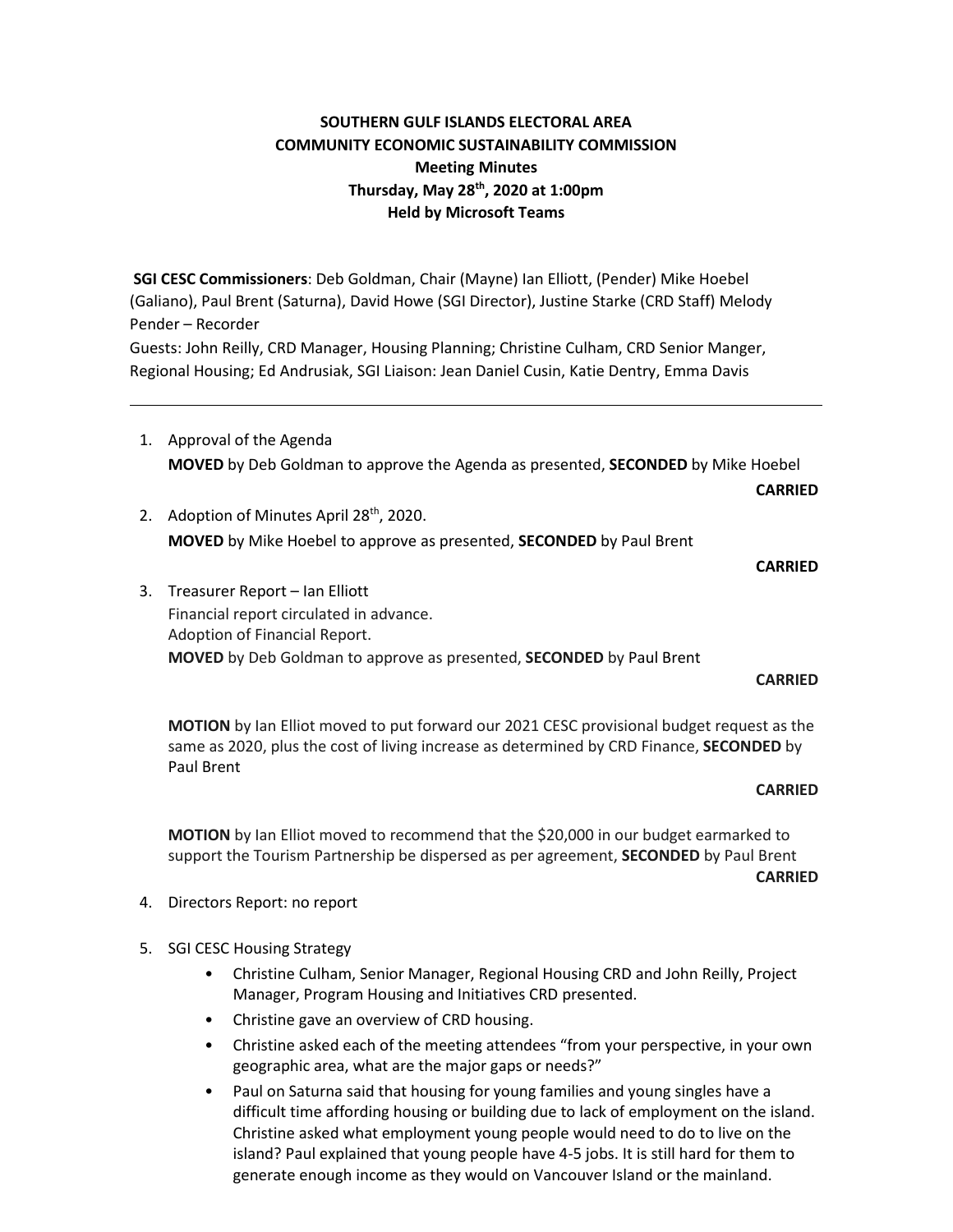**SOUTHERN GULF ISLANDS ELECTORAL AREA**
**COMMUNITY ECONOMIC SUSTAINABILITY COMMISSION**
**Meeting Minutes**
**Thursday, May 28th, 2020 at 1:00pm**
**Held by Microsoft Teams**

**SGI CESC Commissioners**: Deb Goldman, Chair (Mayne) Ian Elliott, (Pender) Mike Hoebel (Galiano), Paul Brent (Saturna), David Howe (SGI Director), Justine Starke (CRD Staff) Melody Pender – Recorder
Guests: John Reilly, CRD Manager, Housing Planning; Christine Culham, CRD Senior Manger, Regional Housing; Ed Andrusiak, SGI Liaison: Jean Daniel Cusin, Katie Dentry, Emma Davis

---

1. Approval of the Agenda
   **MOVED** by Deb Goldman to approve the Agenda as presented, **SECONDED** by Mike Hoebel
   **CARRIED**

2. Adoption of Minutes April 28th, 2020.
   **MOVED** by Mike Hoebel to approve as presented, **SECONDED** by Paul Brent
   **CARRIED**

3. Treasurer Report – Ian Elliott
   Financial report circulated in advance.
   Adoption of Financial Report.
   **MOVED** by Deb Goldman to approve as presented, **SECONDED** by Paul Brent
   **CARRIED**

   **MOTION** by Ian Elliot moved to put forward our 2021 CESC provisional budget request as the same as 2020, plus the cost of living increase as determined by CRD Finance, **SECONDED** by Paul Brent
   **CARRIED**

   **MOTION** by Ian Elliot moved to recommend that the $20,000 in our budget earmarked to support the Tourism Partnership be dispersed as per agreement, **SECONDED** by Paul Brent
   **CARRIED**

4. Directors Report: no report

5. SGI CESC Housing Strategy
   - Christine Culham, Senior Manager, Regional Housing CRD and John Reilly, Project Manager, Program Housing and Initiatives CRD presented.
   - Christine gave an overview of CRD housing.
   - Christine asked each of the meeting attendees "from your perspective, in your own geographic area, what are the major gaps or needs?"
   - Paul on Saturna said that housing for young families and young singles have a difficult time affording housing or building due to lack of employment on the island. Christine asked what employment young people would need to do to live on the island? Paul explained that young people have 4-5 jobs. It is still hard for them to generate enough income as they would on Vancouver Island or the mainland.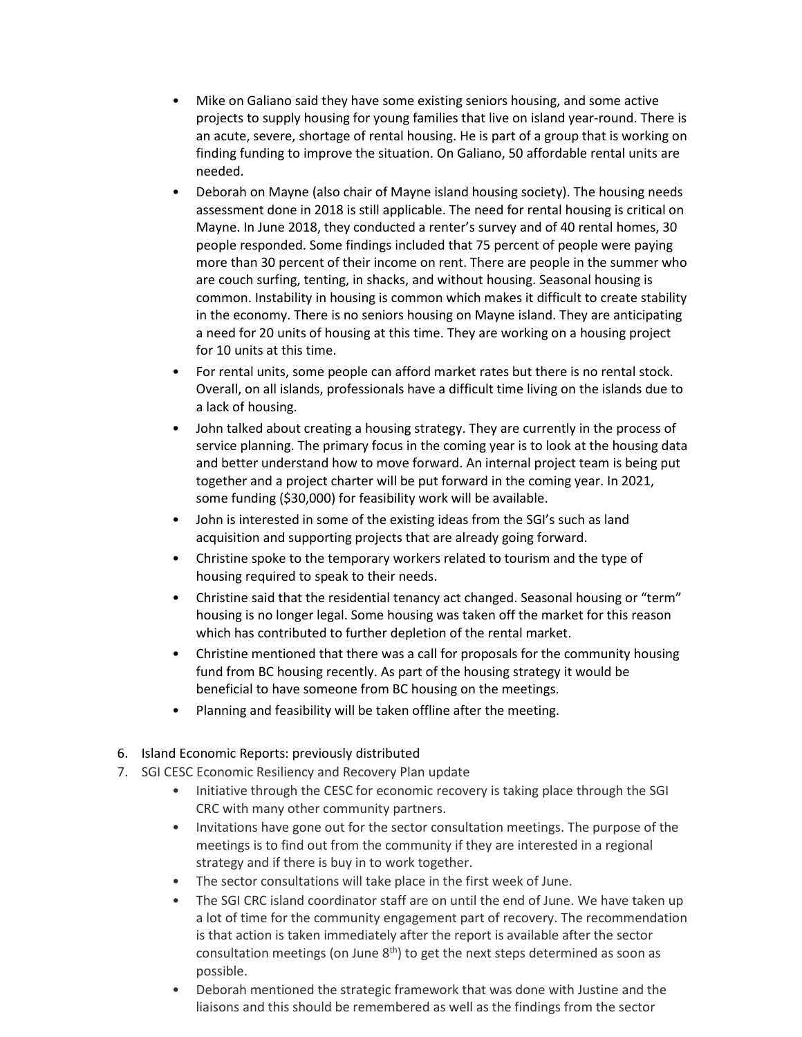- Mike on Galiano said they have some existing seniors housing, and some active projects to supply housing for young families that live on island year-round. There is an acute, severe, shortage of rental housing. He is part of a group that is working on finding funding to improve the situation. On Galiano, 50 affordable rental units are needed.
- Deborah on Mayne (also chair of Mayne island housing society). The housing needs assessment done in 2018 is still applicable. The need for rental housing is critical on Mayne. In June 2018, they conducted a renter's survey and of 40 rental homes, 30 people responded. Some findings included that 75 percent of people were paying more than 30 percent of their income on rent. There are people in the summer who are couch surfing, tenting, in shacks, and without housing. Seasonal housing is common. Instability in housing is common which makes it difficult to create stability in the economy. There is no seniors housing on Mayne island. They are anticipating a need for 20 units of housing at this time. They are working on a housing project for 10 units at this time.
- For rental units, some people can afford market rates but there is no rental stock. Overall, on all islands, professionals have a difficult time living on the islands due to a lack of housing.
- John talked about creating a housing strategy. They are currently in the process of service planning. The primary focus in the coming year is to look at the housing data and better understand how to move forward. An internal project team is being put together and a project charter will be put forward in the coming year. In 2021, some funding ($30,000) for feasibility work will be available.
- John is interested in some of the existing ideas from the SGI's such as land acquisition and supporting projects that are already going forward.
- Christine spoke to the temporary workers related to tourism and the type of housing required to speak to their needs.
- Christine said that the residential tenancy act changed. Seasonal housing or "term" housing is no longer legal. Some housing was taken off the market for this reason which has contributed to further depletion of the rental market.
- Christine mentioned that there was a call for proposals for the community housing fund from BC housing recently. As part of the housing strategy it would be beneficial to have someone from BC housing on the meetings.
- Planning and feasibility will be taken offline after the meeting.

6. Island Economic Reports: previously distributed
7. SGI CESC Economic Resiliency and Recovery Plan update
   - Initiative through the CESC for economic recovery is taking place through the SGI CRC with many other community partners.
   - Invitations have gone out for the sector consultation meetings. The purpose of the meetings is to find out from the community if they are interested in a regional strategy and if there is buy in to work together.
   - The sector consultations will take place in the first week of June.
   - The SGI CRC island coordinator staff are on until the end of June. We have taken up a lot of time for the community engagement part of recovery. The recommendation is that action is taken immediately after the report is available after the sector consultation meetings (on June 8th) to get the next steps determined as soon as possible.
   - Deborah mentioned the strategic framework that was done with Justine and the liaisons and this should be remembered as well as the findings from the sector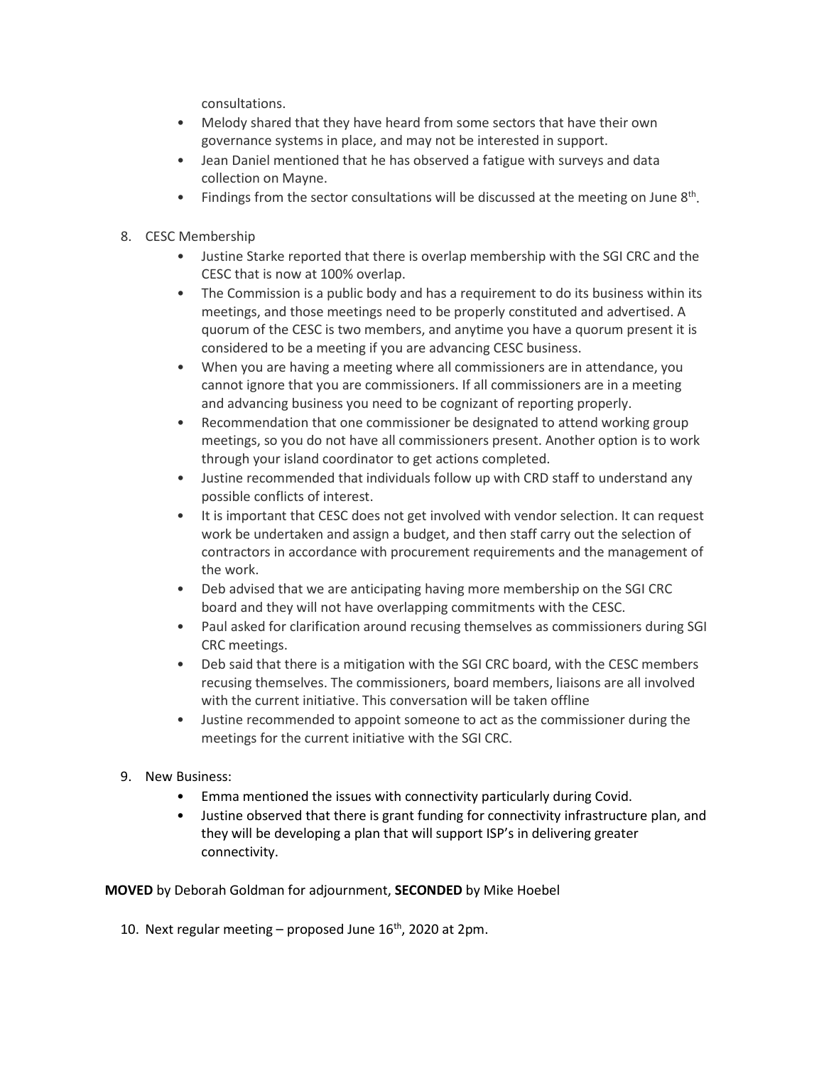consultations.

- Melody shared that they have heard from some sectors that have their own governance systems in place, and may not be interested in support.
- Jean Daniel mentioned that he has observed a fatigue with surveys and data collection on Mayne.
- Findings from the sector consultations will be discussed at the meeting on June 8th.

8. CESC Membership
    - Justine Starke reported that there is overlap membership with the SGI CRC and the CESC that is now at 100% overlap.
    - The Commission is a public body and has a requirement to do its business within its meetings, and those meetings need to be properly constituted and advertised. A quorum of the CESC is two members, and anytime you have a quorum present it is considered to be a meeting if you are advancing CESC business.
    - When you are having a meeting where all commissioners are in attendance, you cannot ignore that you are commissioners. If all commissioners are in a meeting and advancing business you need to be cognizant of reporting properly.
    - Recommendation that one commissioner be designated to attend working group meetings, so you do not have all commissioners present. Another option is to work through your island coordinator to get actions completed.
    - Justine recommended that individuals follow up with CRD staff to understand any possible conflicts of interest.
    - It is important that CESC does not get involved with vendor selection. It can request work be undertaken and assign a budget, and then staff carry out the selection of contractors in accordance with procurement requirements and the management of the work.
    - Deb advised that we are anticipating having more membership on the SGI CRC board and they will not have overlapping commitments with the CESC.
    - Paul asked for clarification around recusing themselves as commissioners during SGI CRC meetings.
    - Deb said that there is a mitigation with the SGI CRC board, with the CESC members recusing themselves. The commissioners, board members, liaisons are all involved with the current initiative. This conversation will be taken offline
    - Justine recommended to appoint someone to act as the commissioner during the meetings for the current initiative with the SGI CRC.

9. New Business:
    - Emma mentioned the issues with connectivity particularly during Covid.
    - Justine observed that there is grant funding for connectivity infrastructure plan, and they will be developing a plan that will support ISP's in delivering greater connectivity.

**MOVED** by Deborah Goldman for adjournment, **SECONDED** by Mike Hoebel

10. Next regular meeting – proposed June 16th, 2020 at 2pm.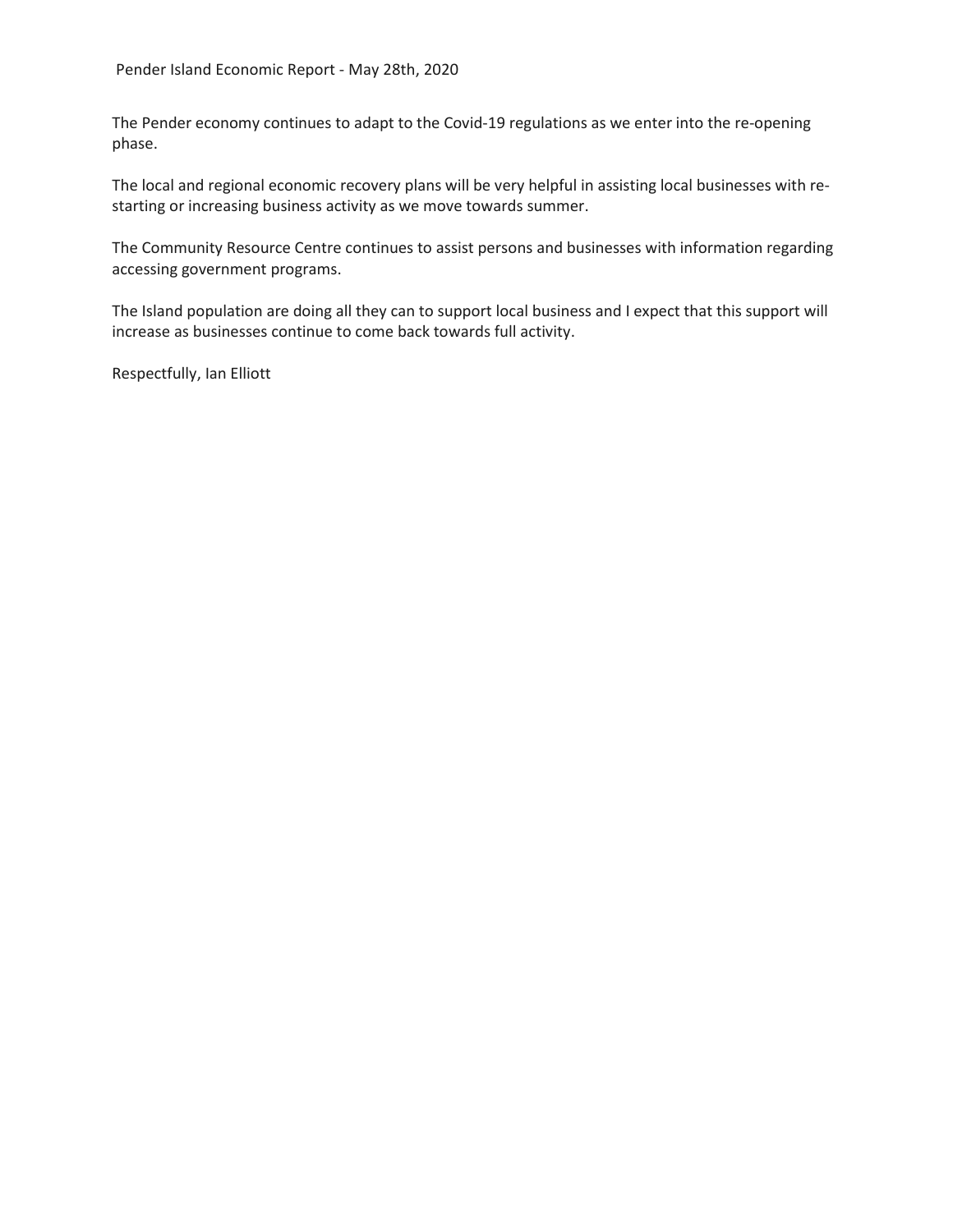Pender Island Economic Report - May 28th, 2020

The Pender economy continues to adapt to the Covid-19 regulations as we enter into the re-opening phase.

The local and regional economic recovery plans will be very helpful in assisting local businesses with re-starting or increasing business activity as we move towards summer.

The Community Resource Centre continues to assist persons and businesses with information regarding accessing government programs.

The Island population are doing all they can to support local business and I expect that this support will increase as businesses continue to come back towards full activity.

Respectfully, Ian Elliott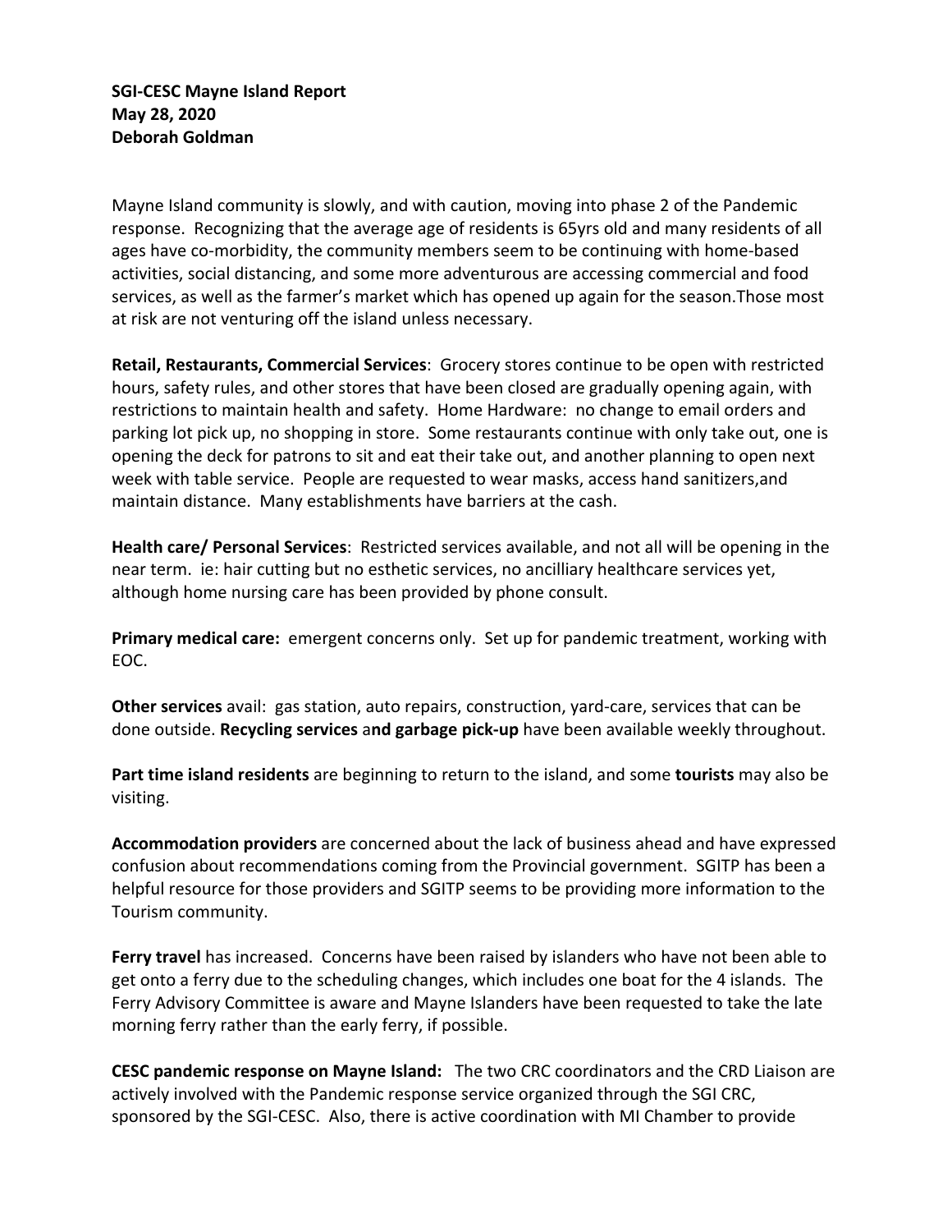**SGI-CESC Mayne Island Report**
**May 28, 2020**
**Deborah Goldman**

Mayne Island community is slowly, and with caution, moving into phase 2 of the Pandemic response. Recognizing that the average age of residents is 65yrs old and many residents of all ages have co-morbidity, the community members seem to be continuing with home-based activities, social distancing, and some more adventurous are accessing commercial and food services, as well as the farmer's market which has opened up again for the season.Those most at risk are not venturing off the island unless necessary.

**Retail, Restaurants, Commercial Services**: Grocery stores continue to be open with restricted hours, safety rules, and other stores that have been closed are gradually opening again, with restrictions to maintain health and safety. Home Hardware: no change to email orders and parking lot pick up, no shopping in store. Some restaurants continue with only take out, one is opening the deck for patrons to sit and eat their take out, and another planning to open next week with table service. People are requested to wear masks, access hand sanitizers,and maintain distance. Many establishments have barriers at the cash.

**Health care/ Personal Services**: Restricted services available, and not all will be opening in the near term. ie: hair cutting but no esthetic services, no ancilliary healthcare services yet, although home nursing care has been provided by phone consult.

**Primary medical care:** emergent concerns only. Set up for pandemic treatment, working with EOC.

**Other services** avail: gas station, auto repairs, construction, yard-care, services that can be done outside. **Recycling services** a**nd garbage pick-up** have been available weekly throughout.

**Part time island residents** are beginning to return to the island, and some **tourists** may also be visiting.

**Accommodation providers** are concerned about the lack of business ahead and have expressed confusion about recommendations coming from the Provincial government. SGITP has been a helpful resource for those providers and SGITP seems to be providing more information to the Tourism community.

**Ferry travel** has increased. Concerns have been raised by islanders who have not been able to get onto a ferry due to the scheduling changes, which includes one boat for the 4 islands. The Ferry Advisory Committee is aware and Mayne Islanders have been requested to take the late morning ferry rather than the early ferry, if possible.

**CESC pandemic response on Mayne Island:** The two CRC coordinators and the CRD Liaison are actively involved with the Pandemic response service organized through the SGI CRC, sponsored by the SGI-CESC. Also, there is active coordination with MI Chamber to provide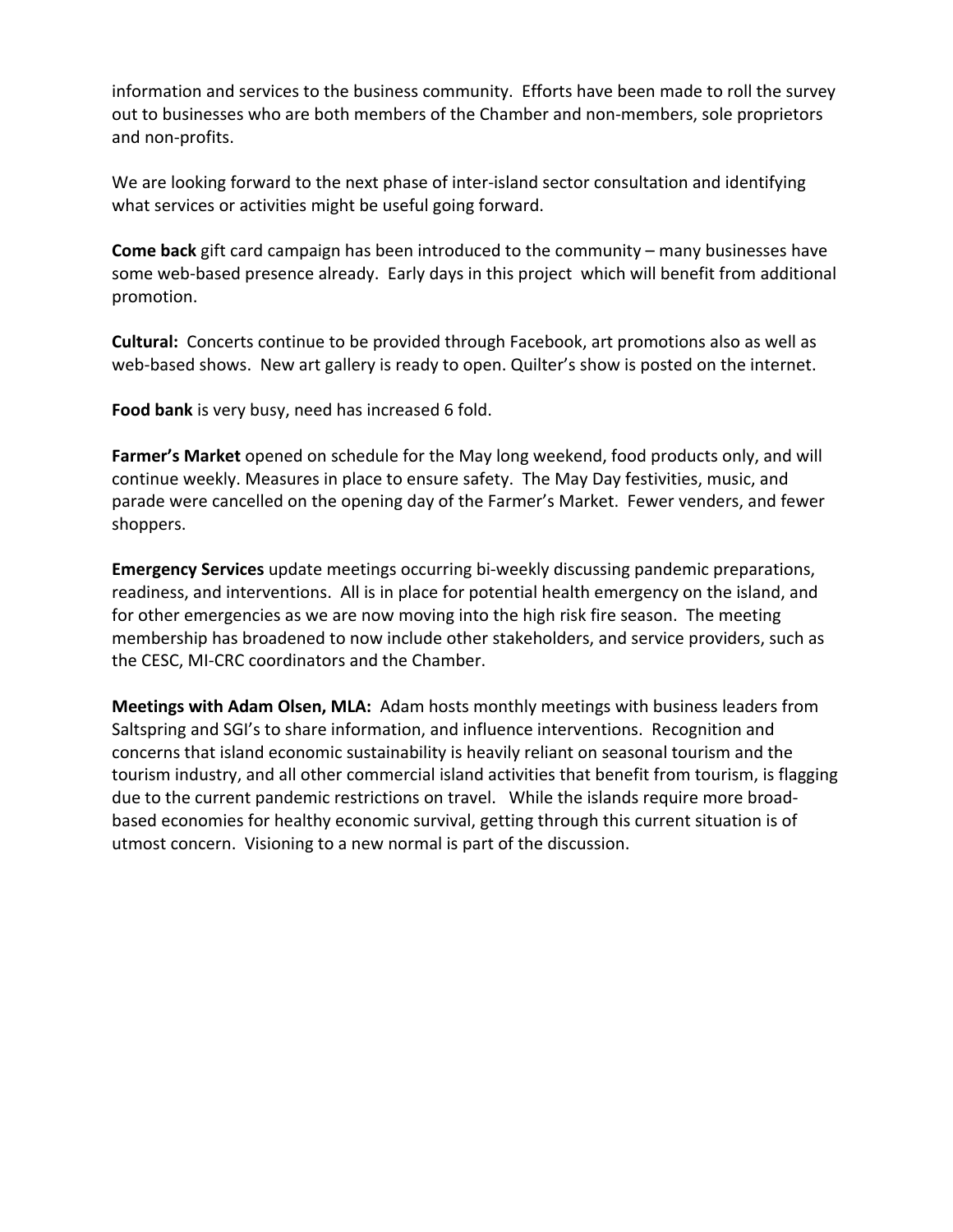information and services to the business community. Efforts have been made to roll the survey out to businesses who are both members of the Chamber and non-members, sole proprietors and non-profits.

We are looking forward to the next phase of inter-island sector consultation and identifying what services or activities might be useful going forward.

**Come back** gift card campaign has been introduced to the community – many businesses have some web-based presence already. Early days in this project which will benefit from additional promotion.

**Cultural:** Concerts continue to be provided through Facebook, art promotions also as well as web-based shows. New art gallery is ready to open. Quilter's show is posted on the internet.

**Food bank** is very busy, need has increased 6 fold.

**Farmer's Market** opened on schedule for the May long weekend, food products only, and will continue weekly. Measures in place to ensure safety. The May Day festivities, music, and parade were cancelled on the opening day of the Farmer's Market. Fewer venders, and fewer shoppers.

**Emergency Services** update meetings occurring bi-weekly discussing pandemic preparations, readiness, and interventions. All is in place for potential health emergency on the island, and for other emergencies as we are now moving into the high risk fire season. The meeting membership has broadened to now include other stakeholders, and service providers, such as the CESC, MI-CRC coordinators and the Chamber.

**Meetings with Adam Olsen, MLA:** Adam hosts monthly meetings with business leaders from Saltspring and SGI's to share information, and influence interventions. Recognition and concerns that island economic sustainability is heavily reliant on seasonal tourism and the tourism industry, and all other commercial island activities that benefit from tourism, is flagging due to the current pandemic restrictions on travel. While the islands require more broad-based economies for healthy economic survival, getting through this current situation is of utmost concern. Visioning to a new normal is part of the discussion.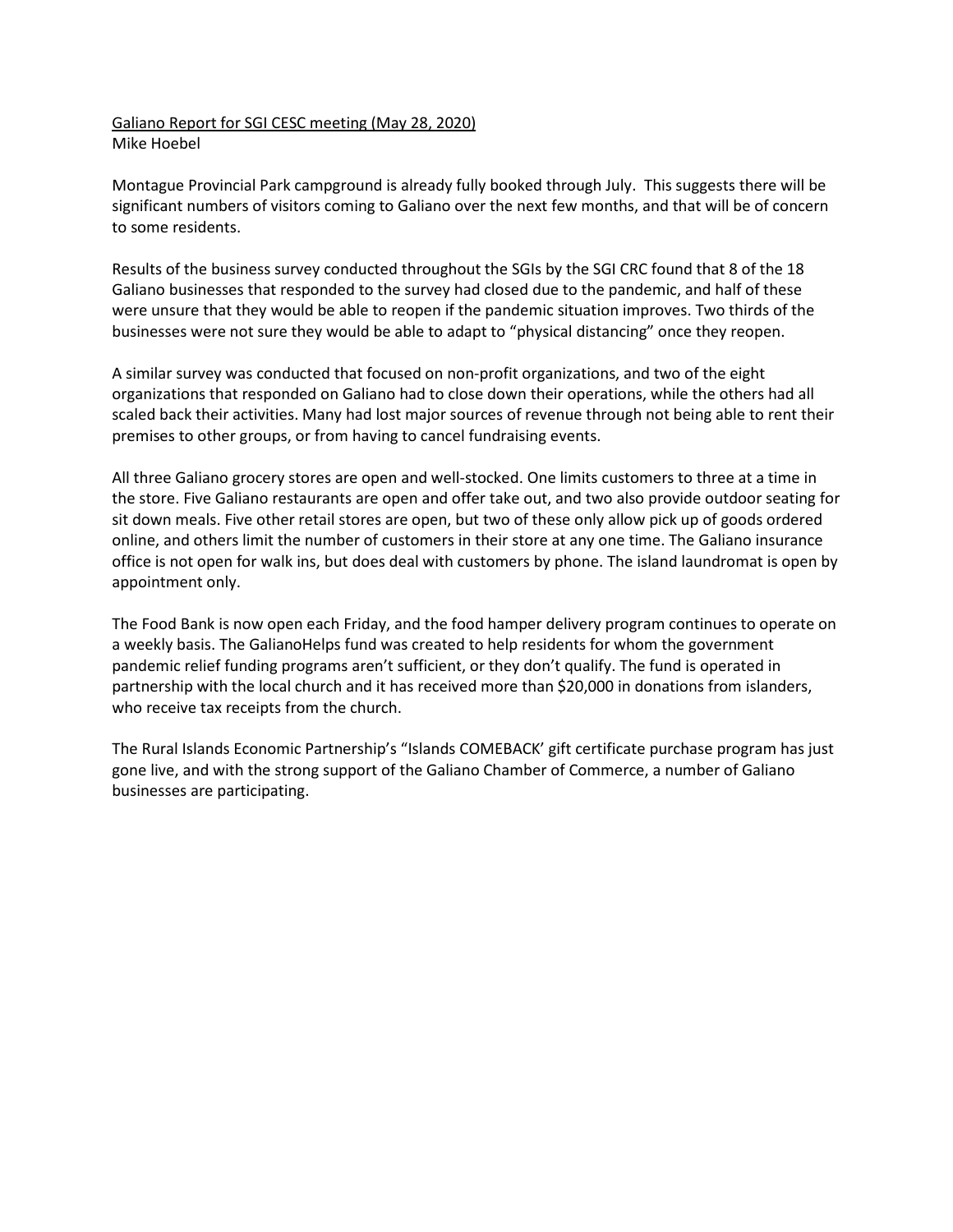<u>Galiano Report for SGI CESC meeting (May 28, 2020)</u>
Mike Hoebel

Montague Provincial Park campground is already fully booked through July. This suggests there will be significant numbers of visitors coming to Galiano over the next few months, and that will be of concern to some residents.

Results of the business survey conducted throughout the SGIs by the SGI CRC found that 8 of the 18 Galiano businesses that responded to the survey had closed due to the pandemic, and half of these were unsure that they would be able to reopen if the pandemic situation improves. Two thirds of the businesses were not sure they would be able to adapt to "physical distancing" once they reopen.

A similar survey was conducted that focused on non-profit organizations, and two of the eight organizations that responded on Galiano had to close down their operations, while the others had all scaled back their activities. Many had lost major sources of revenue through not being able to rent their premises to other groups, or from having to cancel fundraising events.

All three Galiano grocery stores are open and well-stocked. One limits customers to three at a time in the store. Five Galiano restaurants are open and offer take out, and two also provide outdoor seating for sit down meals. Five other retail stores are open, but two of these only allow pick up of goods ordered online, and others limit the number of customers in their store at any one time. The Galiano insurance office is not open for walk ins, but does deal with customers by phone. The island laundromat is open by appointment only.

The Food Bank is now open each Friday, and the food hamper delivery program continues to operate on a weekly basis. The GalianoHelps fund was created to help residents for whom the government pandemic relief funding programs aren't sufficient, or they don't qualify. The fund is operated in partnership with the local church and it has received more than $20,000 in donations from islanders, who receive tax receipts from the church.

The Rural Islands Economic Partnership's "Islands COMEBACK' gift certificate purchase program has just gone live, and with the strong support of the Galiano Chamber of Commerce, a number of Galiano businesses are participating.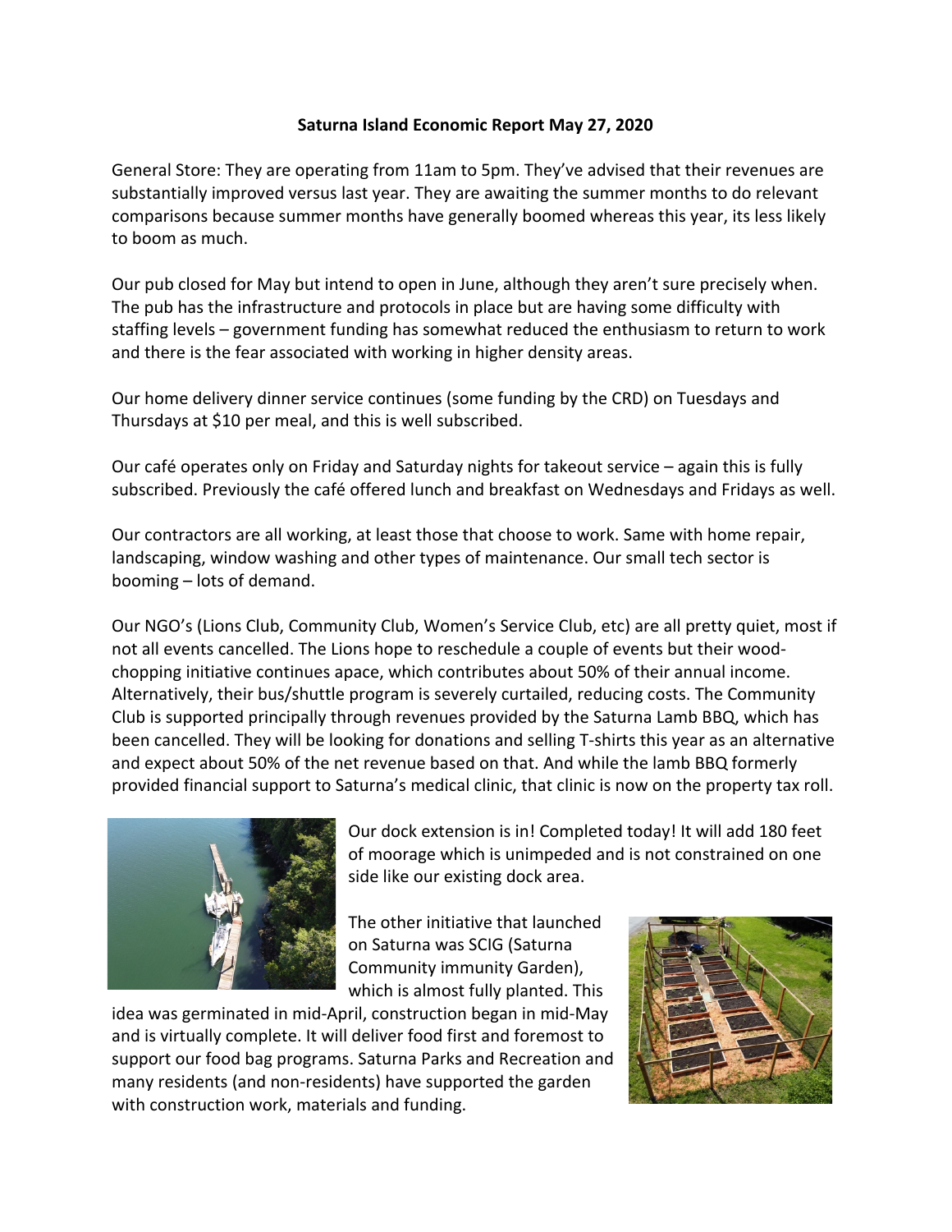**Saturna Island Economic Report May 27, 2020**

General Store: They are operating from 11am to 5pm. They've advised that their revenues are substantially improved versus last year. They are awaiting the summer months to do relevant comparisons because summer months have generally boomed whereas this year, its less likely to boom as much.

Our pub closed for May but intend to open in June, although they aren't sure precisely when. The pub has the infrastructure and protocols in place but are having some difficulty with staffing levels – government funding has somewhat reduced the enthusiasm to return to work and there is the fear associated with working in higher density areas.

Our home delivery dinner service continues (some funding by the CRD) on Tuesdays and Thursdays at $10 per meal, and this is well subscribed.

Our café operates only on Friday and Saturday nights for takeout service – again this is fully subscribed. Previously the café offered lunch and breakfast on Wednesdays and Fridays as well.

Our contractors are all working, at least those that choose to work. Same with home repair, landscaping, window washing and other types of maintenance. Our small tech sector is booming – lots of demand.

Our NGO's (Lions Club, Community Club, Women's Service Club, etc) are all pretty quiet, most if not all events cancelled. The Lions hope to reschedule a couple of events but their wood-chopping initiative continues apace, which contributes about 50% of their annual income. Alternatively, their bus/shuttle program is severely curtailed, reducing costs. The Community Club is supported principally through revenues provided by the Saturna Lamb BBQ, which has been cancelled. They will be looking for donations and selling T-shirts this year as an alternative and expect about 50% of the net revenue based on that. And while the lamb BBQ formerly provided financial support to Saturna's medical clinic, that clinic is now on the property tax roll.

Our dock extension is in! Completed today! It will add 180 feet of moorage which is unimpeded and is not constrained on one side like our existing dock area.

The other initiative that launched on Saturna was SCIG (Saturna Community immunity Garden), which is almost fully planted. This idea was germinated in mid-April, construction began in mid-May and is virtually complete. It will deliver food first and foremost to support our food bag programs. Saturna Parks and Recreation and many residents (and non-residents) have supported the garden with construction work, materials and funding.